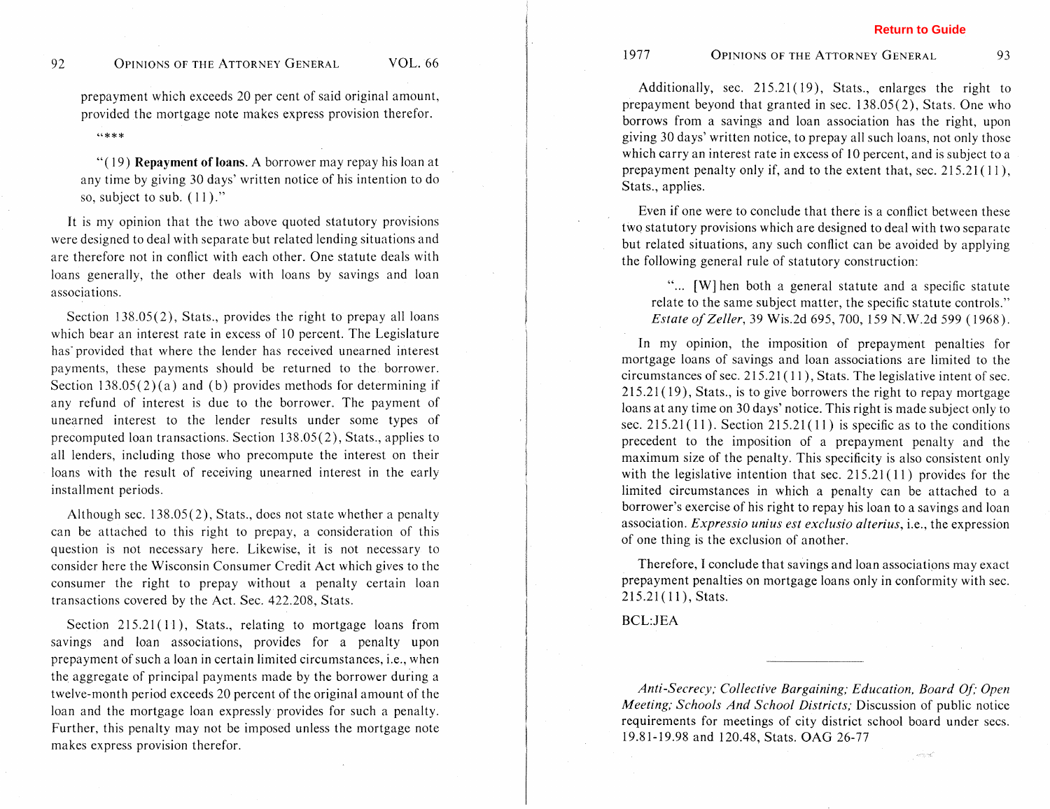prepayment which exceeds 20 per cent of said original amount, provided the mortgage note makes express provision therefor.

"\*\*\*

"(19) **Repayment of loans.** A borrower may repay his loan at any time by giving 30 days' written notice of his intention to do so, subject to sub. (11)."

It is my opinion that the two above quoted statutory provisions were designed to deal with separate but related lending situations and are therefore not in conflict with each other. One statute deals with loans generally, the other deals with loans by savings and loan associations.

Section 138.05(2), Stats., provides the right to prepay all loans which bear an interest rate in excess of 10 percent. The Legislature has provided that where the lender has received unearned interest payments, these payments should be returned to the borrower. Section 138.05(2)(a) and (b) provides methods for determining if any refund of interest is due to the borrower. The payment of unearned interest to the lender results under some types of precomputed loan transactions. Section 138.05(2), Stats., applies to all lenders, including those who precompute the interest on their loans with the result of receiving unearned interest in the early installment periods.

Although sec. 138.05(2), Stats., does not state whether a penalty can be attached to this right to prepay, a consideration of this question is not necessary here. Likewise, it is not necessary to consider here the Wisconsin Consumer Credit Act which gives to the consumer the right to prepay without a penalty certain loan transactions covered by the Act. Sec. 422.208, Stats.

Section 215.21(11), Stats., relating to mortgage loans from savings and loan associations, provides for a penalty upon prepayment of such a loan in certain limited circumstances, i.e., when the aggregate of principal payments made by the borrower during a twelve-month period exceeds 20 percent of the original amount of the loan and the mortgage loan expressly provides for such a penalty. Further, this penalty may not be imposed unless the mortgage note makes express provision therefor.

Additionally, sec. 215.21(19), Stats., enlarges the right to prepayment beyond that granted in sec. 138.05(2), Stats. One who borrows from a savings and loan association has the right, upon giving 30 days' written notice, to prepay all such loans, not only those which carry an interest rate in excess of 10 percent, and is subject to a prepayment penalty only if, and to the extent that, sec. 215.21(11), Stats., applies.

Even if one were to conclude that there is a conflict between these two statutory provisions which are designed to deal with two separate but related situations, any such conflict can be avoided by applying the following general rule of statutory construction:

> "... [W]hen both a general statute and a specific statute relate to the same subject matter, the specific statute controls." *Estate of Zeller*, 39 Wis.2d 695, 700, 159 N.W.2d 599 (1968).

In my opinion, the imposition of prepayment penalties for mortgage loans of savings and loan associations are limited to the circumstances of sec. 215.21(11), Stats. The legislative intent of sec. 215.21(19), Stats., is to give borrowers the right to repay mortgage loans at any time on 30 days' notice. This right is made subject only to sec. 215.21(11). Section 215.21(11) is specific as to the conditions precedent to the imposition of a prepayment penalty and the maximum size of the penalty. This specificity is also consistent only with the legislative intention that sec. 215.21(11) provides for the limited circumstances in which a penalty can be attached to a borrower's exercise of his right to repay his loan to a savings and loan association. *Expressio unius est exclusio alterius*, i.e., the expression of one thing is the exclusion of another.

Therefore, I conclude that savings and loan associations may exact prepayment penalties on mortgage loans only in conformity with sec. 215.21(11), Stats.

BCL:JEA

---

*Anti-Secrecy; Collective Bargaining; Education, Board Of; Open Meeting; Schools And School Districts;* Discussion of public notice requirements for meetings of city district school board under secs. 19.81-19.98 and 120.48, Stats. OAG 26-77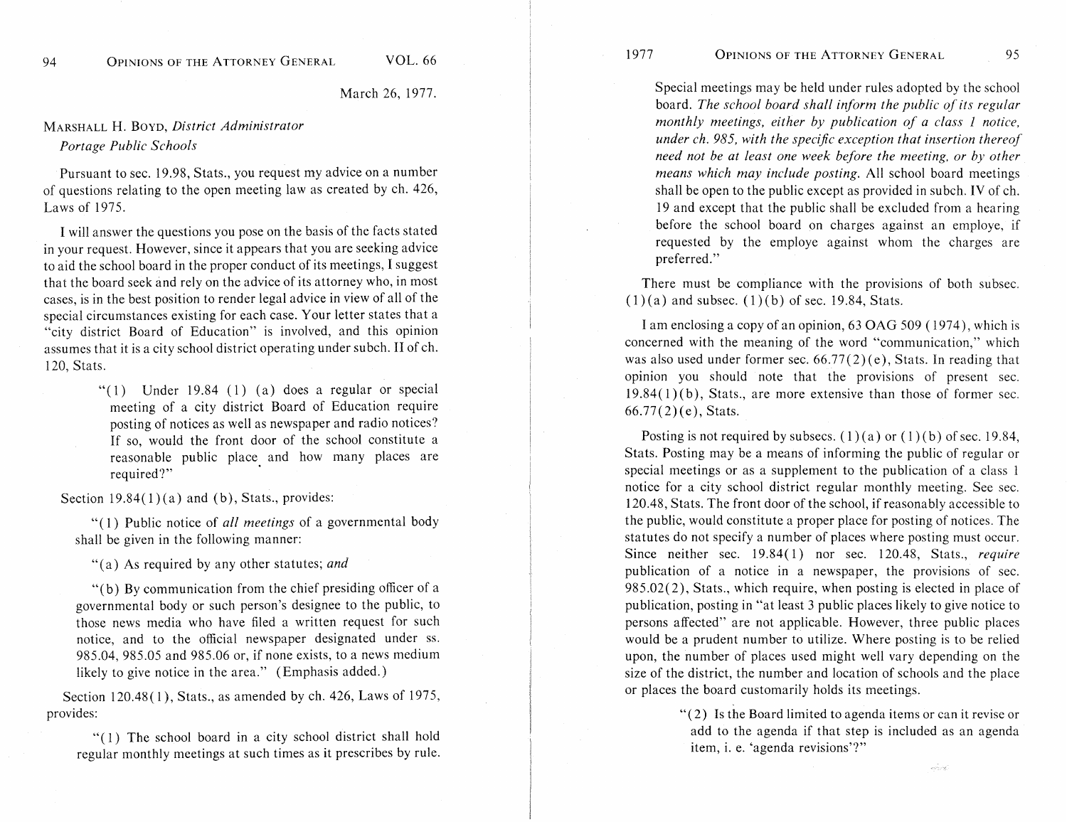March 26, 1977.

MARSHALL H. BOYD, *District Administrator*
*Portage Public Schools*

Pursuant to sec. 19.98, Stats., you request my advice on a number of questions relating to the open meeting law as created by ch. 426, Laws of 1975.

I will answer the questions you pose on the basis of the facts stated in your request. However, since it appears that you are seeking advice to aid the school board in the proper conduct of its meetings, I suggest that the board seek and rely on the advice of its attorney who, in most cases, is in the best position to render legal advice in view of all of the special circumstances existing for each case. Your letter states that a "city district Board of Education" is involved, and this opinion assumes that it is a city school district operating under subch. II of ch. 120, Stats.

> "(1) Under 19.84 (1) (a) does a regular or special meeting of a city district Board of Education require posting of notices as well as newspaper and radio notices? If so, would the front door of the school constitute a reasonable public place and how many places are required?"

Section 19.84(1)(a) and (b), Stats., provides:

> "(1) Public notice of *all meetings* of a governmental body shall be given in the following manner:
>
> "(a) As required by any other statutes; *and*
>
> "(b) By communication from the chief presiding officer of a governmental body or such person's designee to the public, to those news media who have filed a written request for such notice, and to the official newspaper designated under ss. 985.04, 985.05 and 985.06 or, if none exists, to a news medium likely to give notice in the area." (Emphasis added.)

Section 120.48(1), Stats., as amended by ch. 426, Laws of 1975, provides:

> "(1) The school board in a city school district shall hold regular monthly meetings at such times as it prescribes by rule. Special meetings may be held under rules adopted by the school board. *The school board shall inform the public of its regular monthly meetings, either by publication of a class 1 notice, under ch. 985, with the specific exception that insertion thereof need not be at least one week before the meeting, or by other means which may include posting.* All school board meetings shall be open to the public except as provided in subch. IV of ch. 19 and except that the public shall be excluded from a hearing before the school board on charges against an employe, if requested by the employe against whom the charges are preferred."

There must be compliance with the provisions of both subsec. (1)(a) and subsec. (1)(b) of sec. 19.84, Stats.

I am enclosing a copy of an opinion, 63 OAG 509 (1974), which is concerned with the meaning of the word "communication," which was also used under former sec. 66.77(2)(e), Stats. In reading that opinion you should note that the provisions of present sec. 19.84(1)(b), Stats., are more extensive than those of former sec. 66.77(2)(e), Stats.

Posting is not required by subsecs. (1)(a) or (1)(b) of sec. 19.84, Stats. Posting may be a means of informing the public of regular or special meetings or as a supplement to the publication of a class 1 notice for a city school district regular monthly meeting. See sec. 120.48, Stats. The front door of the school, if reasonably accessible to the public, would constitute a proper place for posting of notices. The statutes do not specify a number of places where posting must occur. Since neither sec. 19.84(1) nor sec. 120.48, Stats., *require* publication of a notice in a newspaper, the provisions of sec. 985.02(2), Stats., which require, when posting is elected in place of publication, posting in "at least 3 public places likely to give notice to persons affected" are not applicable. However, three public places would be a prudent number to utilize. Where posting is to be relied upon, the number of places used might well vary depending on the size of the district, the number and location of schools and the place or places the board customarily holds its meetings.

> "(2) Is the Board limited to agenda items or can it revise or add to the agenda if that step is included as an agenda item, i. e. 'agenda revisions'?"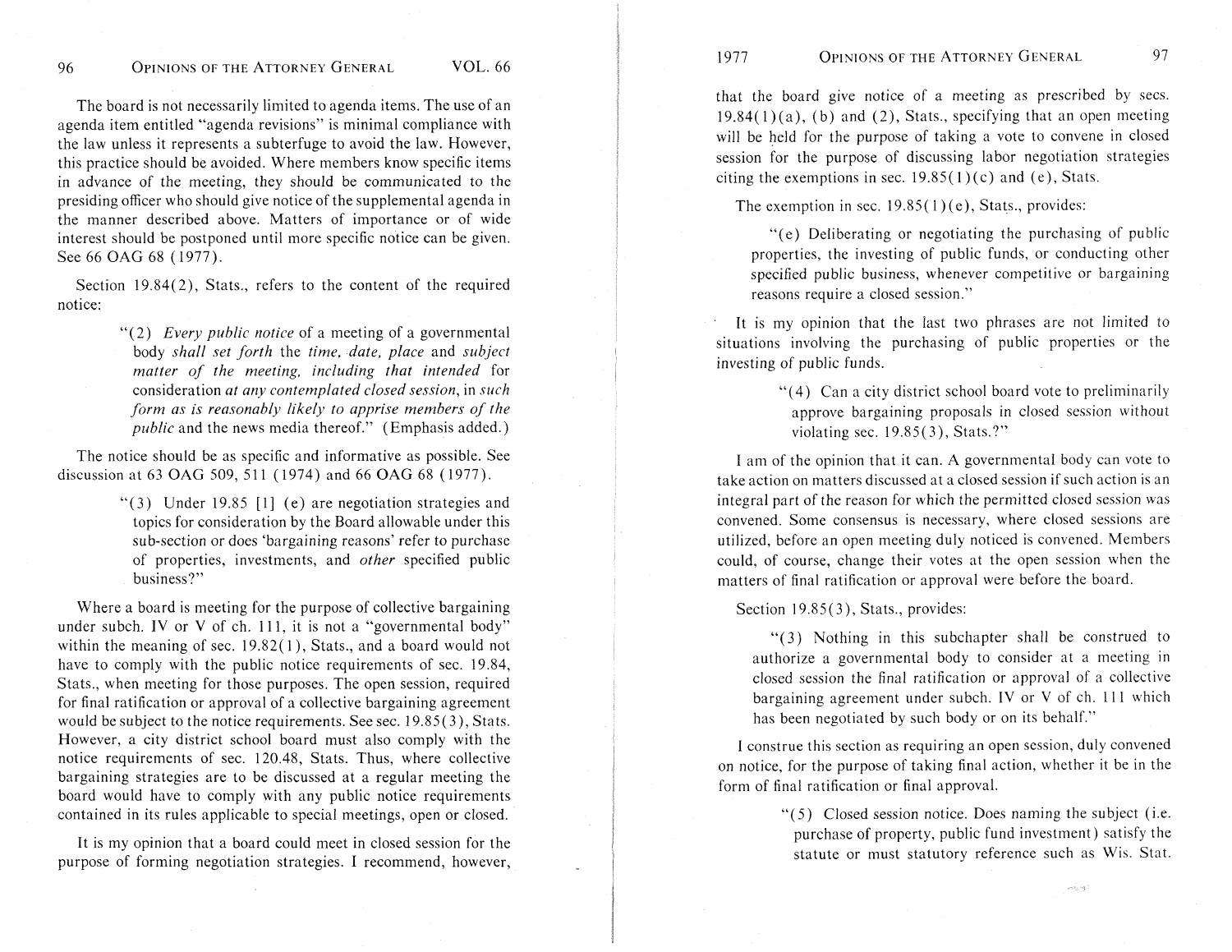The board is not necessarily limited to agenda items. The use of an agenda item entitled "agenda revisions" is minimal compliance with the law unless it represents a subterfuge to avoid the law. However, this practice should be avoided. Where members know specific items in advance of the meeting, they should be communicated to the presiding officer who should give notice of the supplemental agenda in the manner described above. Matters of importance or of wide interest should be postponed until more specific notice can be given. See 66 OAG 68 (1977).

Section 19.84(2), Stats., refers to the content of the required notice:

> "(2) *Every public notice* of a meeting of a governmental body *shall set forth* the *time, date, place* and *subject matter of the meeting, including that intended* for consideration *at any contemplated closed session*, in *such form as is reasonably likely to apprise members of the public* and the news media thereof." (Emphasis added.)

The notice should be as specific and informative as possible. See discussion at 63 OAG 509, 511 (1974) and 66 OAG 68 (1977).

> "(3) Under 19.85 [1] (e) are negotiation strategies and topics for consideration by the Board allowable under this sub-section or does 'bargaining reasons' refer to purchase of properties, investments, and *other* specified public business?"

Where a board is meeting for the purpose of collective bargaining under subch. IV or V of ch. 111, it is not a "governmental body" within the meaning of sec. 19.82(1), Stats., and a board would not have to comply with the public notice requirements of sec. 19.84, Stats., when meeting for those purposes. The open session, required for final ratification or approval of a collective bargaining agreement would be subject to the notice requirements. See sec. 19.85(3), Stats. However, a city district school board must also comply with the notice requirements of sec. 120.48, Stats. Thus, where collective bargaining strategies are to be discussed at a regular meeting the board would have to comply with any public notice requirements contained in its rules applicable to special meetings, open or closed.

It is my opinion that a board could meet in closed session for the purpose of forming negotiation strategies. I recommend, however, that the board give notice of a meeting as prescribed by secs. 19.84(1)(a), (b) and (2), Stats., specifying that an open meeting will be held for the purpose of taking a vote to convene in closed session for the purpose of discussing labor negotiation strategies citing the exemptions in sec. 19.85(1)(c) and (e), Stats.

The exemption in sec. 19.85(1)(e), Stats., provides:

> "(e) Deliberating or negotiating the purchasing of public properties, the investing of public funds, or conducting other specified public business, whenever competitive or bargaining reasons require a closed session."

It is my opinion that the last two phrases are not limited to situations involving the purchasing of public properties or the investing of public funds.

> "(4) Can a city district school board vote to preliminarily approve bargaining proposals in closed session without violating sec. 19.85(3), Stats.?"

I am of the opinion that it can. A governmental body can vote to take action on matters discussed at a closed session if such action is an integral part of the reason for which the permitted closed session was convened. Some consensus is necessary, where closed sessions are utilized, before an open meeting duly noticed is convened. Members could, of course, change their votes at the open session when the matters of final ratification or approval were before the board.

Section 19.85(3), Stats., provides:

> "(3) Nothing in this subchapter shall be construed to authorize a governmental body to consider at a meeting in closed session the final ratification or approval of a collective bargaining agreement under subch. IV or V of ch. 111 which has been negotiated by such body or on its behalf."

I construe this section as requiring an open session, duly convened on notice, for the purpose of taking final action, whether it be in the form of final ratification or final approval.

> "(5) Closed session notice. Does naming the subject (i.e. purchase of property, public fund investment) satisfy the statute or must statutory reference such as Wis. Stat.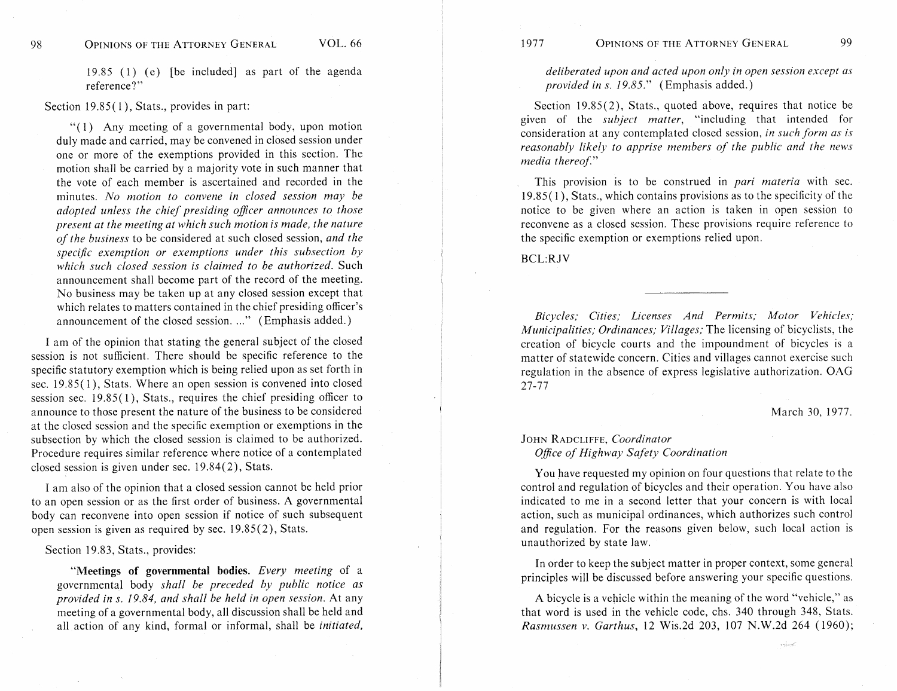19.85 (1) (e) [be included] as part of the agenda reference?"

Section 19.85(1), Stats., provides in part:

> "(1) Any meeting of a governmental body, upon motion duly made and carried, may be convened in closed session under one or more of the exemptions provided in this section. The motion shall be carried by a majority vote in such manner that the vote of each member is ascertained and recorded in the minutes. *No motion to convene in closed session may be adopted unless the chief presiding officer announces to those present at the meeting at which such motion is made, the nature of the business* to be considered at such closed session, *and the specific exemption or exemptions under this subsection by which such closed session is claimed to be authorized.* Such announcement shall become part of the record of the meeting. No business may be taken up at any closed session except that which relates to matters contained in the chief presiding officer's announcement of the closed session. ..." (Emphasis added.)

I am of the opinion that stating the general subject of the closed session is not sufficient. There should be specific reference to the specific statutory exemption which is being relied upon as set forth in sec. 19.85(1), Stats. Where an open session is convened into closed session sec. 19.85(1), Stats., requires the chief presiding officer to announce to those present the nature of the business to be considered at the closed session and the specific exemption or exemptions in the subsection by which the closed session is claimed to be authorized. Procedure requires similar reference where notice of a contemplated closed session is given under sec. 19.84(2), Stats.

I am also of the opinion that a closed session cannot be held prior to an open session or as the first order of business. A governmental body can reconvene into open session if notice of such subsequent open session is given as required by sec. 19.85(2), Stats.

Section 19.83, Stats., provides:

> "**Meetings of governmental bodies.** *Every meeting* of a governmental body *shall be preceded by public notice as provided in s. 19.84, and shall be held in open session.* At any meeting of a governmental body, all discussion shall be held and all action of any kind, formal or informal, shall be *initiated, deliberated upon and acted upon only in open session except as provided in s. 19.85.*" (Emphasis added.)

Section 19.85(2), Stats., quoted above, requires that notice be given of the *subject matter*, "including that intended for consideration at any contemplated closed session, *in such form as is reasonably likely to apprise members of the public and the news media thereof.*"

This provision is to be construed in *pari materia* with sec. 19.85(1), Stats., which contains provisions as to the specificity of the notice to be given where an action is taken in open session to reconvene as a closed session. These provisions require reference to the specific exemption or exemptions relied upon.

BCL:RJV

---

*Bicycles; Cities; Licenses And Permits; Motor Vehicles; Municipalities; Ordinances; Villages;* The licensing of bicyclists, the creation of bicycle courts and the impoundment of bicycles is a matter of statewide concern. Cities and villages cannot exercise such regulation in the absence of express legislative authorization. OAG 27-77

March 30, 1977.

JOHN RADCLIFFE, *Coordinator*
*Office of Highway Safety Coordination*

You have requested my opinion on four questions that relate to the control and regulation of bicycles and their operation. You have also indicated to me in a second letter that your concern is with local action, such as municipal ordinances, which authorizes such control and regulation. For the reasons given below, such local action is unauthorized by state law.

In order to keep the subject matter in proper context, some general principles will be discussed before answering your specific questions.

A bicycle is a vehicle within the meaning of the word "vehicle," as that word is used in the vehicle code, chs. 340 through 348, Stats. *Rasmussen v. Garthus*, 12 Wis.2d 203, 107 N.W.2d 264 (1960);